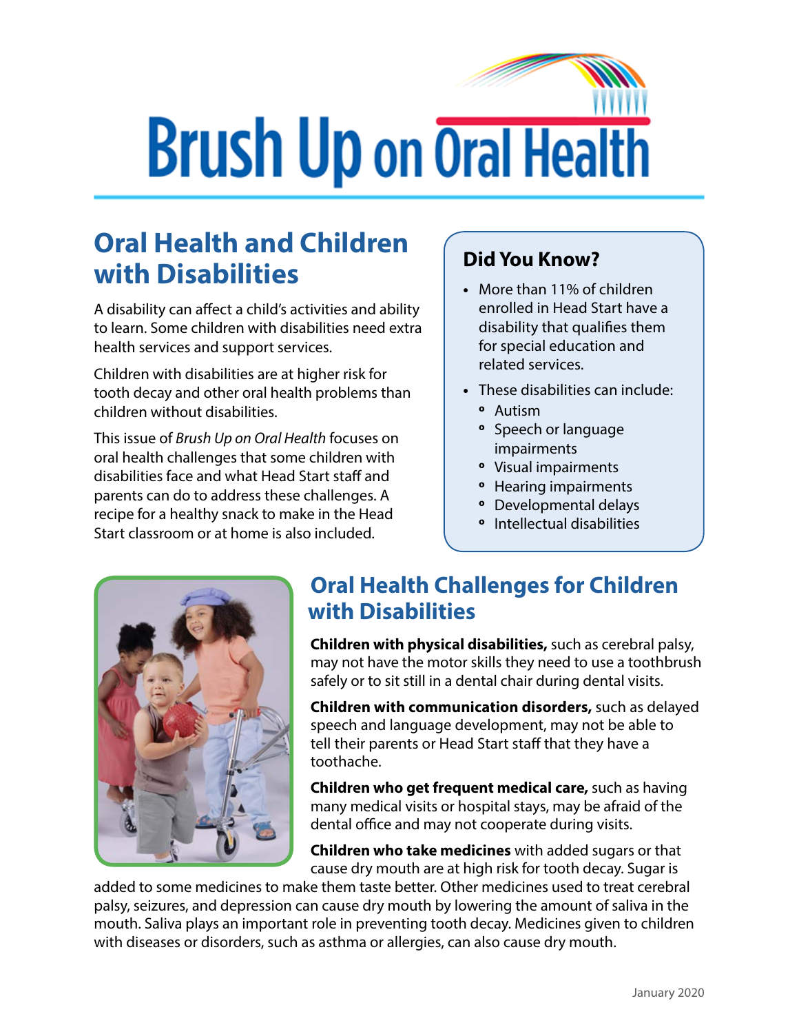# Brush Up on Oral Health

## Oral Health and Children with Disabilities

A disability can affect a child's activities and ability to learn. Some children with disabilities need extra health services and support services.

Children with disabilities are at higher risk for tooth decay and other oral health problems than children without disabilities.

This issue of *Brush Up on Oral Health* focuses on oral health challenges that some children with disabilities face and what Head Start staff and parents can do to address these challenges. A recipe for a healthy snack to make in the Head Start classroom or at home is also included.

### Did You Know?

- More than 11% of children enrolled in Head Start have a disability that qualifies them for special education and related services.
- These disabilities can include:
  - Autism
  - Speech or language impairments
  - Visual impairments
  - Hearing impairments
  - Developmental delays
  - Intellectual disabilities

## Oral Health Challenges for Children with Disabilities

**Children with physical disabilities,** such as cerebral palsy, may not have the motor skills they need to use a toothbrush safely or to sit still in a dental chair during dental visits.

**Children with communication disorders,** such as delayed speech and language development, may not be able to tell their parents or Head Start staff that they have a toothache.

**Children who get frequent medical care,** such as having many medical visits or hospital stays, may be afraid of the dental office and may not cooperate during visits.

**Children who take medicines** with added sugars or that cause dry mouth are at high risk for tooth decay. Sugar is added to some medicines to make them taste better. Other medicines used to treat cerebral palsy, seizures, and depression can cause dry mouth by lowering the amount of saliva in the mouth. Saliva plays an important role in preventing tooth decay. Medicines given to children with diseases or disorders, such as asthma or allergies, can also cause dry mouth.

January 2020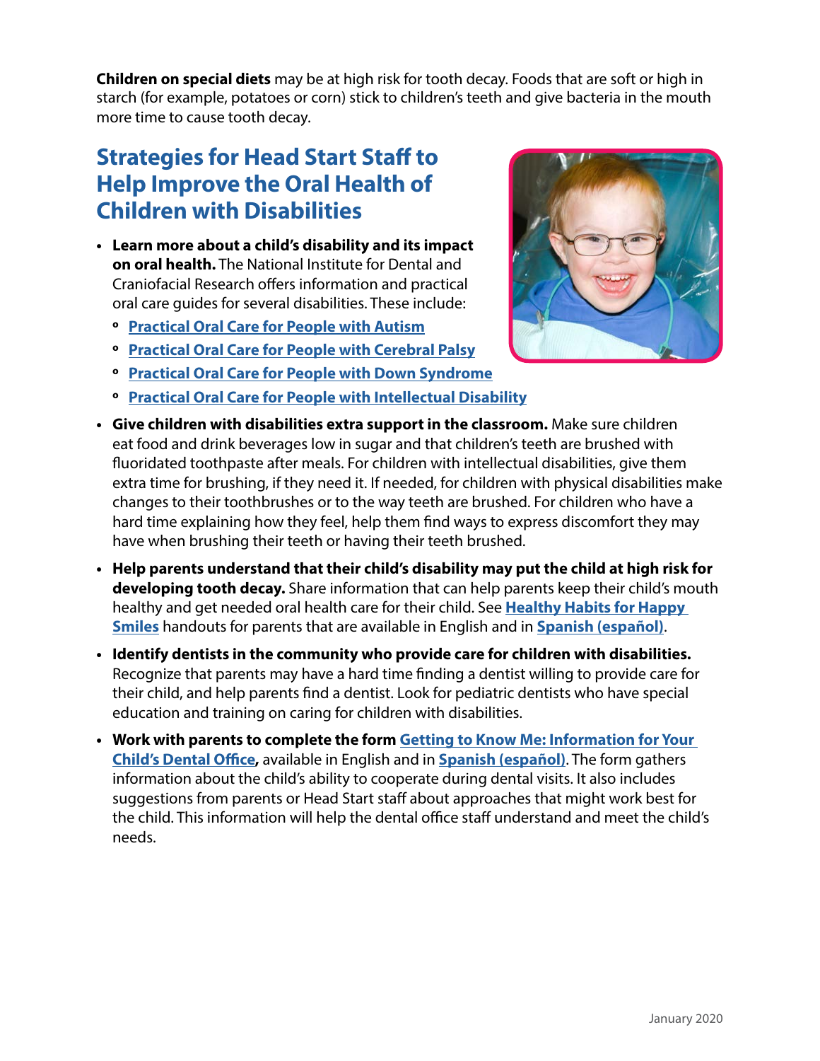**Children on special diets** may be at high risk for tooth decay. Foods that are soft or high in starch (for example, potatoes or corn) stick to children's teeth and give bacteria in the mouth more time to cause tooth decay.

## Strategies for Head Start Staff to Help Improve the Oral Health of Children with Disabilities

- **Learn more about a child's disability and its impact on oral health.** The National Institute for Dental and Craniofacial Research offers information and practical oral care guides for several disabilities. These include:
  - **Practical Oral Care for People with Autism**
  - **Practical Oral Care for People with Cerebral Palsy**
  - **Practical Oral Care for People with Down Syndrome**
  - **Practical Oral Care for People with Intellectual Disability**
- **Give children with disabilities extra support in the classroom.** Make sure children eat food and drink beverages low in sugar and that children's teeth are brushed with fluoridated toothpaste after meals. For children with intellectual disabilities, give them extra time for brushing, if they need it. If needed, for children with physical disabilities make changes to their toothbrushes or to the way teeth are brushed. For children who have a hard time explaining how they feel, help them find ways to express discomfort they may have when brushing their teeth or having their teeth brushed.
- **Help parents understand that their child's disability may put the child at high risk for developing tooth decay.** Share information that can help parents keep their child's mouth healthy and get needed oral health care for their child. See **Healthy Habits for Happy Smiles** handouts for parents that are available in English and in **Spanish (español)**.
- **Identify dentists in the community who provide care for children with disabilities.** Recognize that parents may have a hard time finding a dentist willing to provide care for their child, and help parents find a dentist. Look for pediatric dentists who have special education and training on caring for children with disabilities.
- **Work with parents to complete the form Getting to Know Me: Information for Your Child's Dental Office,** available in English and in **Spanish (español)**. The form gathers information about the child's ability to cooperate during dental visits. It also includes suggestions from parents or Head Start staff about approaches that might work best for the child. This information will help the dental office staff understand and meet the child's needs.

January 2020